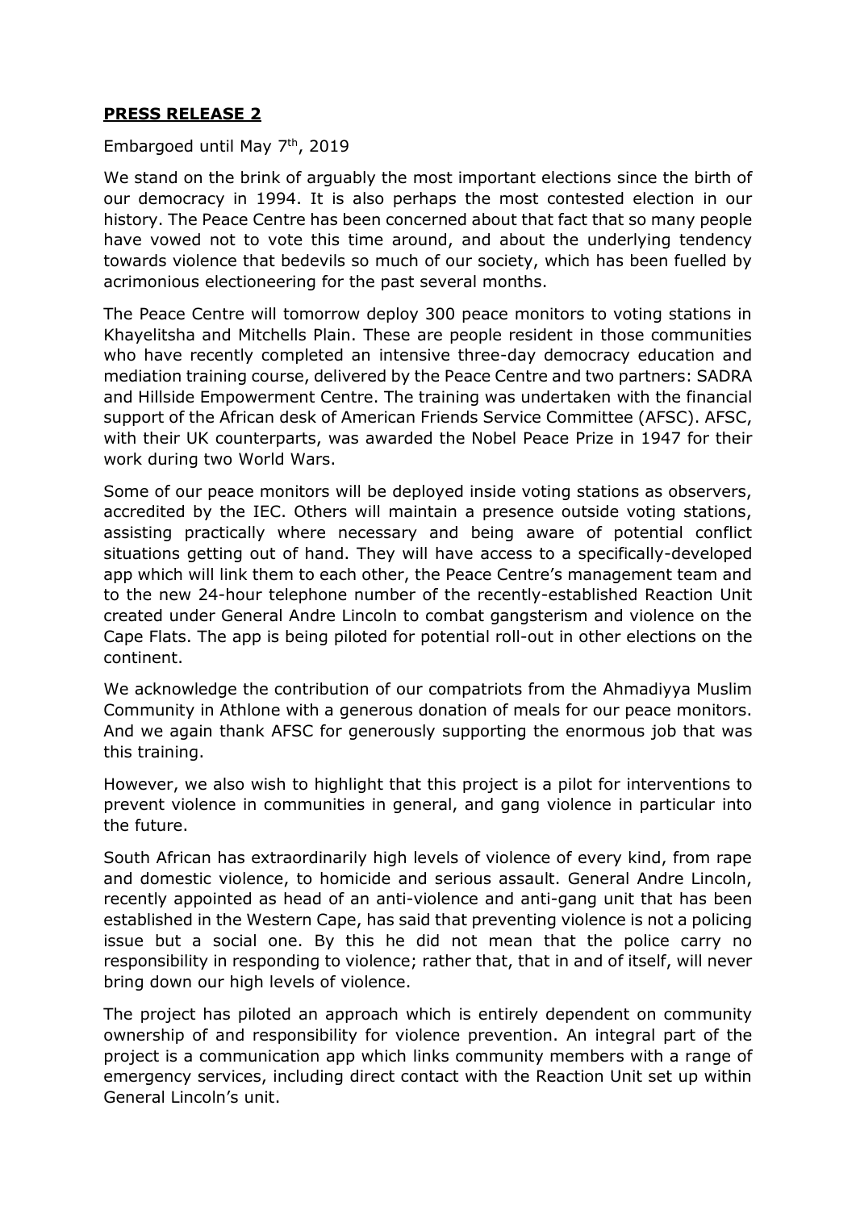**PRESS RELEASE 2**

Embargoed until May 7th, 2019

We stand on the brink of arguably the most important elections since the birth of our democracy in 1994. It is also perhaps the most contested election in our history. The Peace Centre has been concerned about that fact that so many people have vowed not to vote this time around, and about the underlying tendency towards violence that bedevils so much of our society, which has been fuelled by acrimonious electioneering for the past several months.

The Peace Centre will tomorrow deploy 300 peace monitors to voting stations in Khayelitsha and Mitchells Plain. These are people resident in those communities who have recently completed an intensive three-day democracy education and mediation training course, delivered by the Peace Centre and two partners: SADRA and Hillside Empowerment Centre. The training was undertaken with the financial support of the African desk of American Friends Service Committee (AFSC). AFSC, with their UK counterparts, was awarded the Nobel Peace Prize in 1947 for their work during two World Wars.

Some of our peace monitors will be deployed inside voting stations as observers, accredited by the IEC. Others will maintain a presence outside voting stations, assisting practically where necessary and being aware of potential conflict situations getting out of hand. They will have access to a specifically-developed app which will link them to each other, the Peace Centre's management team and to the new 24-hour telephone number of the recently-established Reaction Unit created under General Andre Lincoln to combat gangsterism and violence on the Cape Flats. The app is being piloted for potential roll-out in other elections on the continent.

We acknowledge the contribution of our compatriots from the Ahmadiyya Muslim Community in Athlone with a generous donation of meals for our peace monitors. And we again thank AFSC for generously supporting the enormous job that was this training.

However, we also wish to highlight that this project is a pilot for interventions to prevent violence in communities in general, and gang violence in particular into the future.

South African has extraordinarily high levels of violence of every kind, from rape and domestic violence, to homicide and serious assault. General Andre Lincoln, recently appointed as head of an anti-violence and anti-gang unit that has been established in the Western Cape, has said that preventing violence is not a policing issue but a social one. By this he did not mean that the police carry no responsibility in responding to violence; rather that, that in and of itself, will never bring down our high levels of violence.

The project has piloted an approach which is entirely dependent on community ownership of and responsibility for violence prevention. An integral part of the project is a communication app which links community members with a range of emergency services, including direct contact with the Reaction Unit set up within General Lincoln's unit.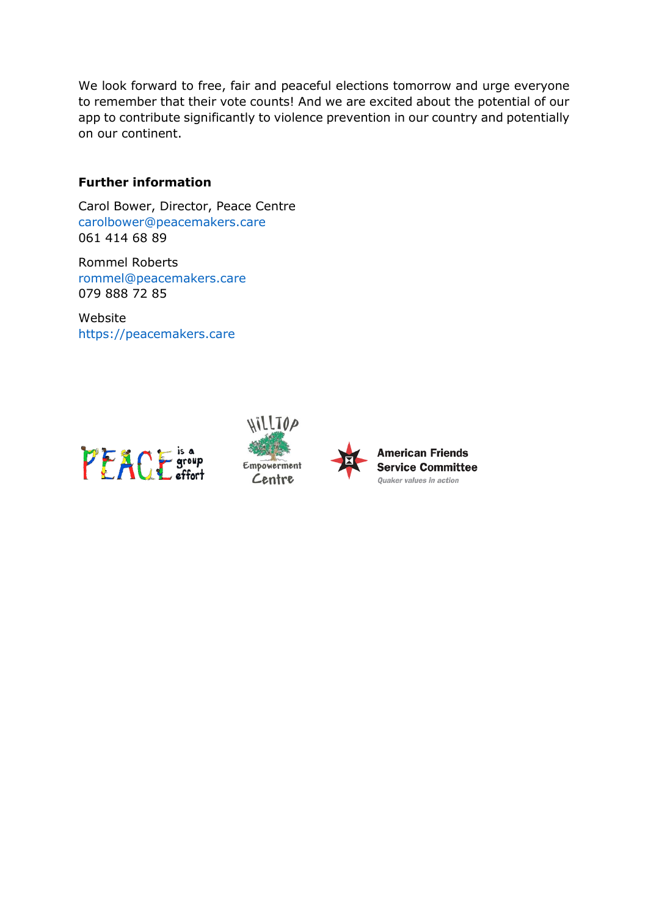We look forward to free, fair and peaceful elections tomorrow and urge everyone to remember that their vote counts! And we are excited about the potential of our app to contribute significantly to violence prevention in our country and potentially on our continent.

**Further information**

Carol Bower, Director, Peace Centre
carolbower@peacemakers.care
061 414 68 89

Rommel Roberts
rommel@peacemakers.care
079 888 72 85

Website
https://peacemakers.care

PEACE is a group effort

HILLTOP Empowerment Centre

American Friends Service Committee
*Quaker values in action*